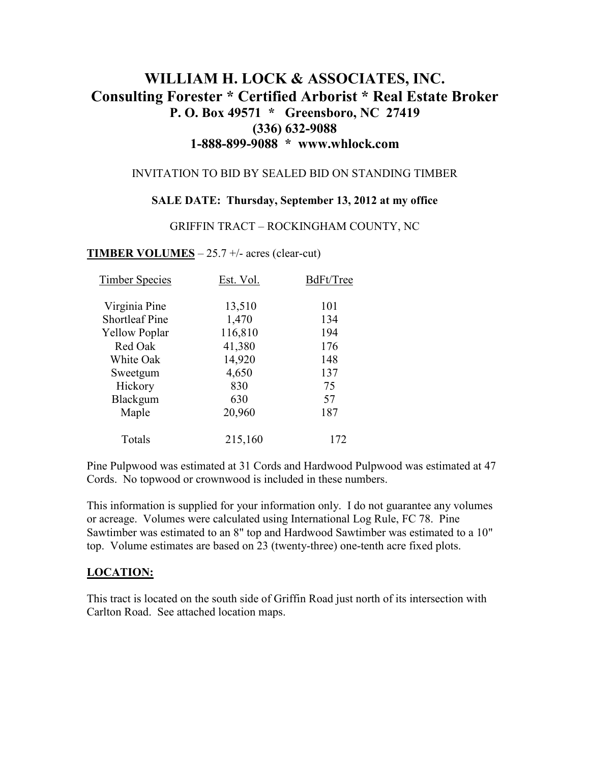# WILLIAM H. LOCK & ASSOCIATES, INC.

## Consulting Forester * Certified Arborist * Real Estate Broker

**P. O. Box 49571 * Greensboro, NC 27419**
**(336) 632-9088**
**1-888-899-9088 * www.whlock.com**

INVITATION TO BID BY SEALED BID ON STANDING TIMBER

**SALE DATE: Thursday, September 13, 2012 at my office**

GRIFFIN TRACT – ROCKINGHAM COUNTY, NC

**TIMBER VOLUMES** – 25.7 +/- acres (clear-cut)

| Timber Species | Est. Vol. | BdFt/Tree |
|---|---|---|
| Virginia Pine | 13,510 | 101 |
| Shortleaf Pine | 1,470 | 134 |
| Yellow Poplar | 116,810 | 194 |
| Red Oak | 41,380 | 176 |
| White Oak | 14,920 | 148 |
| Sweetgum | 4,650 | 137 |
| Hickory | 830 | 75 |
| Blackgum | 630 | 57 |
| Maple | 20,960 | 187 |
| Totals | 215,160 | 172 |

Pine Pulpwood was estimated at 31 Cords and Hardwood Pulpwood was estimated at 47 Cords. No topwood or crownwood is included in these numbers.

This information is supplied for your information only. I do not guarantee any volumes or acreage. Volumes were calculated using International Log Rule, FC 78. Pine Sawtimber was estimated to an 8" top and Hardwood Sawtimber was estimated to a 10" top. Volume estimates are based on 23 (twenty-three) one-tenth acre fixed plots.

**LOCATION:**

This tract is located on the south side of Griffin Road just north of its intersection with Carlton Road. See attached location maps.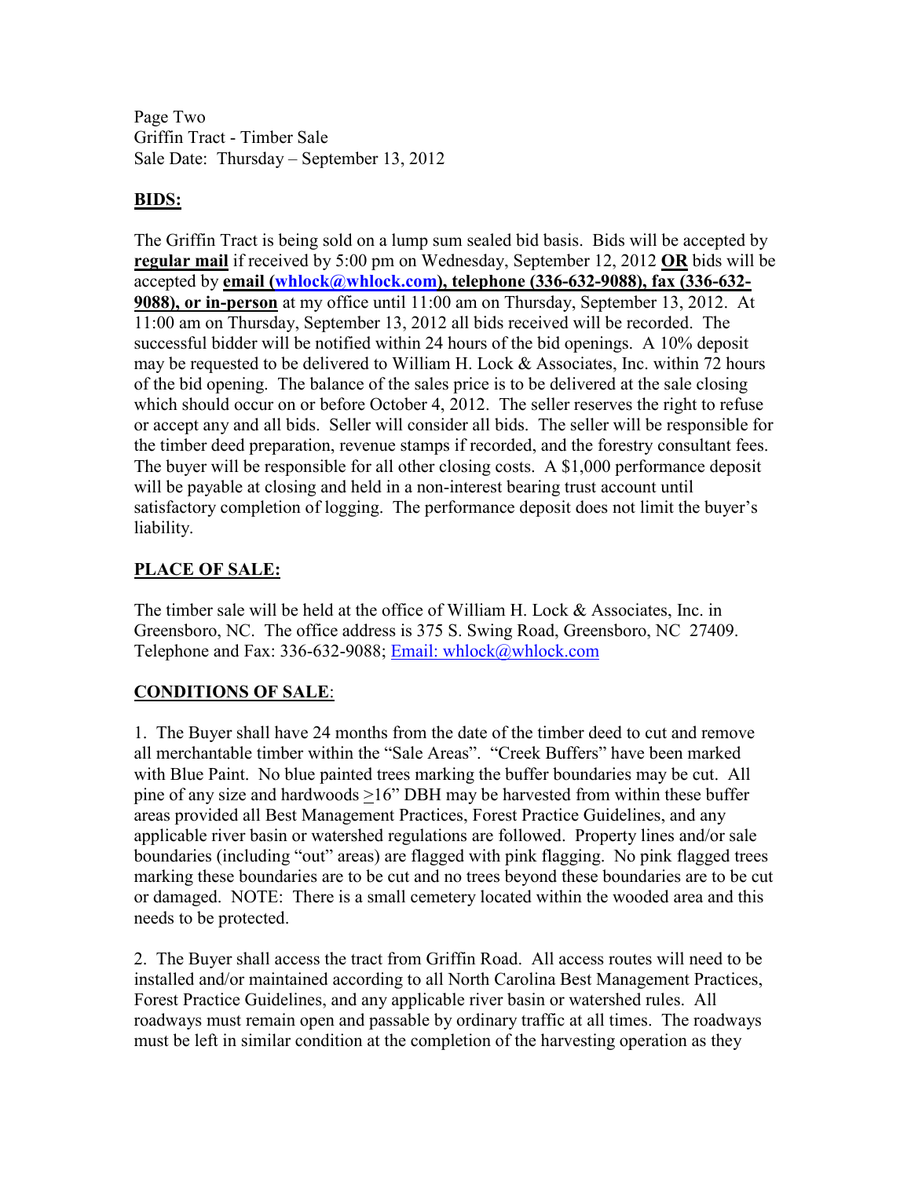Page Two
Griffin Tract - Timber Sale
Sale Date: Thursday – September 13, 2012

## BIDS:

The Griffin Tract is being sold on a lump sum sealed bid basis. Bids will be accepted by **regular mail** if received by 5:00 pm on Wednesday, September 12, 2012 **OR** bids will be accepted by **email (whlock@whlock.com), telephone (336-632-9088), fax (336-632-9088), or in-person** at my office until 11:00 am on Thursday, September 13, 2012. At 11:00 am on Thursday, September 13, 2012 all bids received will be recorded. The successful bidder will be notified within 24 hours of the bid openings. A 10% deposit may be requested to be delivered to William H. Lock & Associates, Inc. within 72 hours of the bid opening. The balance of the sales price is to be delivered at the sale closing which should occur on or before October 4, 2012. The seller reserves the right to refuse or accept any and all bids. Seller will consider all bids. The seller will be responsible for the timber deed preparation, revenue stamps if recorded, and the forestry consultant fees. The buyer will be responsible for all other closing costs. A $1,000 performance deposit will be payable at closing and held in a non-interest bearing trust account until satisfactory completion of logging. The performance deposit does not limit the buyer's liability.

## PLACE OF SALE:

The timber sale will be held at the office of William H. Lock & Associates, Inc. in Greensboro, NC. The office address is 375 S. Swing Road, Greensboro, NC 27409. Telephone and Fax: 336-632-9088; Email: whlock@whlock.com

## CONDITIONS OF SALE:

1. The Buyer shall have 24 months from the date of the timber deed to cut and remove all merchantable timber within the "Sale Areas". "Creek Buffers" have been marked with Blue Paint. No blue painted trees marking the buffer boundaries may be cut. All pine of any size and hardwoods ≥16" DBH may be harvested from within these buffer areas provided all Best Management Practices, Forest Practice Guidelines, and any applicable river basin or watershed regulations are followed. Property lines and/or sale boundaries (including "out" areas) are flagged with pink flagging. No pink flagged trees marking these boundaries are to be cut and no trees beyond these boundaries are to be cut or damaged. NOTE: There is a small cemetery located within the wooded area and this needs to be protected.

2. The Buyer shall access the tract from Griffin Road. All access routes will need to be installed and/or maintained according to all North Carolina Best Management Practices, Forest Practice Guidelines, and any applicable river basin or watershed rules. All roadways must remain open and passable by ordinary traffic at all times. The roadways must be left in similar condition at the completion of the harvesting operation as they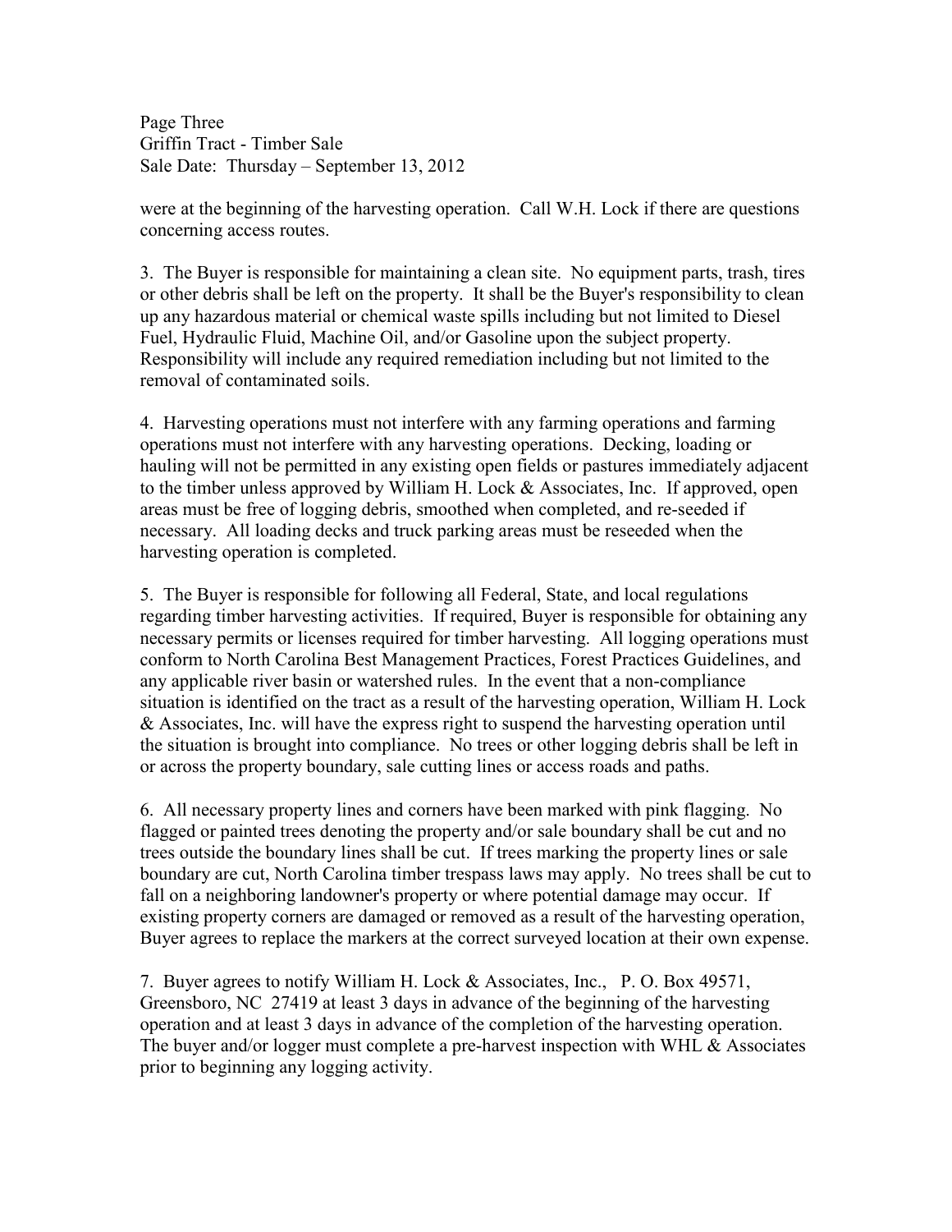were at the beginning of the harvesting operation. Call W.H. Lock if there are questions concerning access routes.

3. The Buyer is responsible for maintaining a clean site. No equipment parts, trash, tires or other debris shall be left on the property. It shall be the Buyer's responsibility to clean up any hazardous material or chemical waste spills including but not limited to Diesel Fuel, Hydraulic Fluid, Machine Oil, and/or Gasoline upon the subject property. Responsibility will include any required remediation including but not limited to the removal of contaminated soils.

4. Harvesting operations must not interfere with any farming operations and farming operations must not interfere with any harvesting operations. Decking, loading or hauling will not be permitted in any existing open fields or pastures immediately adjacent to the timber unless approved by William H. Lock & Associates, Inc. If approved, open areas must be free of logging debris, smoothed when completed, and re-seeded if necessary. All loading decks and truck parking areas must be reseeded when the harvesting operation is completed.

5. The Buyer is responsible for following all Federal, State, and local regulations regarding timber harvesting activities. If required, Buyer is responsible for obtaining any necessary permits or licenses required for timber harvesting. All logging operations must conform to North Carolina Best Management Practices, Forest Practices Guidelines, and any applicable river basin or watershed rules. In the event that a non-compliance situation is identified on the tract as a result of the harvesting operation, William H. Lock & Associates, Inc. will have the express right to suspend the harvesting operation until the situation is brought into compliance. No trees or other logging debris shall be left in or across the property boundary, sale cutting lines or access roads and paths.

6. All necessary property lines and corners have been marked with pink flagging. No flagged or painted trees denoting the property and/or sale boundary shall be cut and no trees outside the boundary lines shall be cut. If trees marking the property lines or sale boundary are cut, North Carolina timber trespass laws may apply. No trees shall be cut to fall on a neighboring landowner's property or where potential damage may occur. If existing property corners are damaged or removed as a result of the harvesting operation, Buyer agrees to replace the markers at the correct surveyed location at their own expense.

7. Buyer agrees to notify William H. Lock & Associates, Inc., P. O. Box 49571, Greensboro, NC 27419 at least 3 days in advance of the beginning of the harvesting operation and at least 3 days in advance of the completion of the harvesting operation. The buyer and/or logger must complete a pre-harvest inspection with WHL & Associates prior to beginning any logging activity.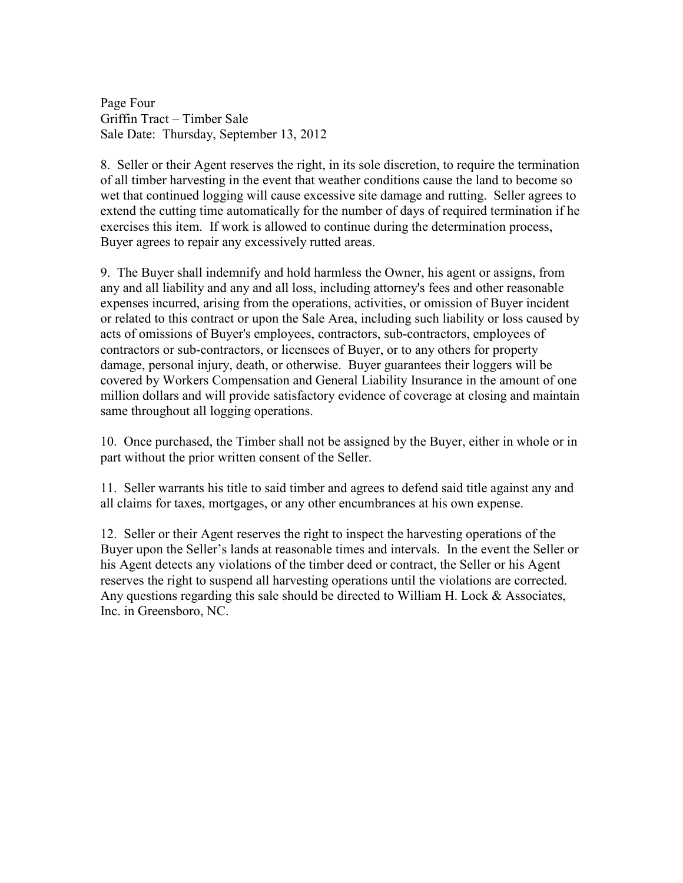8. Seller or their Agent reserves the right, in its sole discretion, to require the termination of all timber harvesting in the event that weather conditions cause the land to become so wet that continued logging will cause excessive site damage and rutting. Seller agrees to extend the cutting time automatically for the number of days of required termination if he exercises this item. If work is allowed to continue during the determination process, Buyer agrees to repair any excessively rutted areas.

9. The Buyer shall indemnify and hold harmless the Owner, his agent or assigns, from any and all liability and any and all loss, including attorney's fees and other reasonable expenses incurred, arising from the operations, activities, or omission of Buyer incident or related to this contract or upon the Sale Area, including such liability or loss caused by acts of omissions of Buyer's employees, contractors, sub-contractors, employees of contractors or sub-contractors, or licensees of Buyer, or to any others for property damage, personal injury, death, or otherwise. Buyer guarantees their loggers will be covered by Workers Compensation and General Liability Insurance in the amount of one million dollars and will provide satisfactory evidence of coverage at closing and maintain same throughout all logging operations.

10. Once purchased, the Timber shall not be assigned by the Buyer, either in whole or in part without the prior written consent of the Seller.

11. Seller warrants his title to said timber and agrees to defend said title against any and all claims for taxes, mortgages, or any other encumbrances at his own expense.

12. Seller or their Agent reserves the right to inspect the harvesting operations of the Buyer upon the Seller's lands at reasonable times and intervals. In the event the Seller or his Agent detects any violations of the timber deed or contract, the Seller or his Agent reserves the right to suspend all harvesting operations until the violations are corrected. Any questions regarding this sale should be directed to William H. Lock & Associates, Inc. in Greensboro, NC.